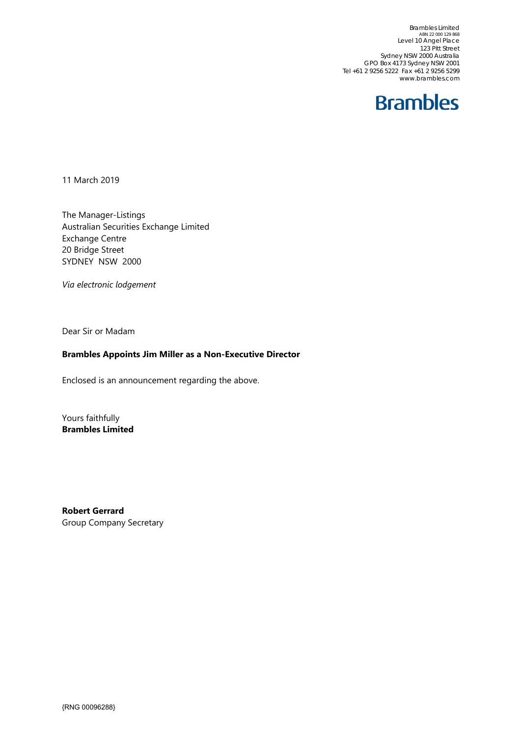Brambles Limited
ABN 22 000 129 868
Level 10 Angel Place
123 Pitt Street
Sydney NSW 2000 Australia
GPO Box 4173 Sydney NSW 2001
Tel +61 2 9256 5222 Fax +61 2 9256 5299
www.brambles.com

**Brambles**

11 March 2019

The Manager-Listings
Australian Securities Exchange Limited
Exchange Centre
20 Bridge Street
SYDNEY NSW 2000

*Via electronic lodgement*

Dear Sir or Madam

**Brambles Appoints Jim Miller as a Non-Executive Director**

Enclosed is an announcement regarding the above.

Yours faithfully
**Brambles Limited**

**Robert Gerrard**
Group Company Secretary

{RNG 00096288}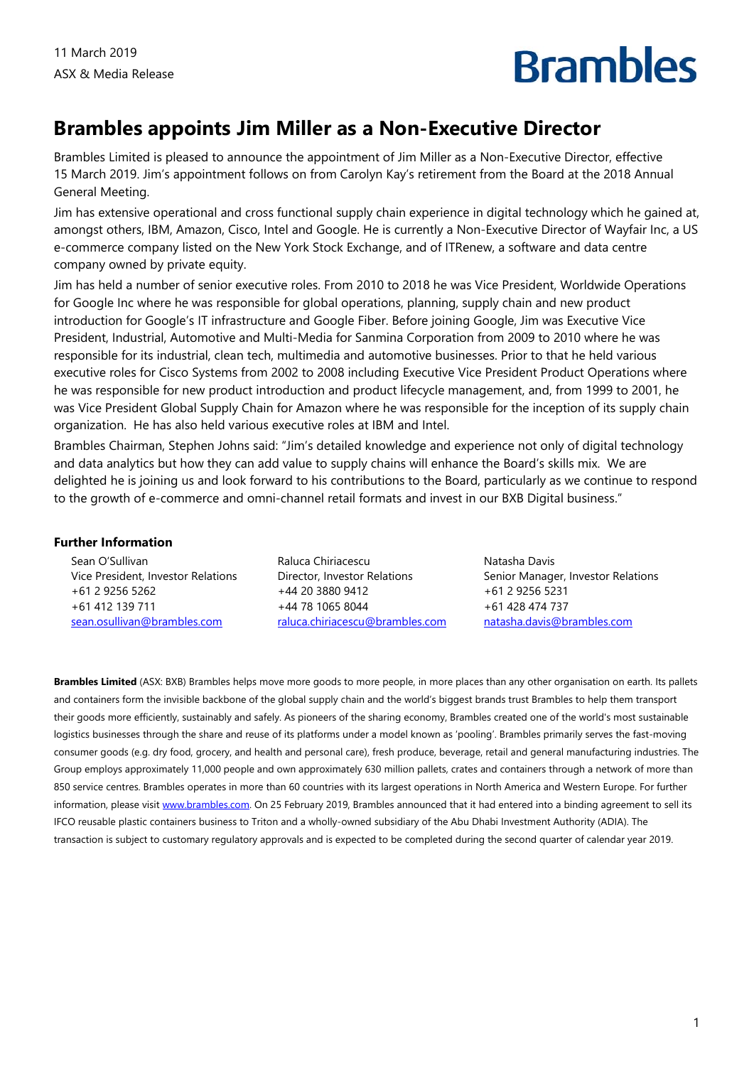11 March 2019

ASX & Media Release

Brambles

# Brambles appoints Jim Miller as a Non-Executive Director

Brambles Limited is pleased to announce the appointment of Jim Miller as a Non-Executive Director, effective 15 March 2019. Jim's appointment follows on from Carolyn Kay's retirement from the Board at the 2018 Annual General Meeting.

Jim has extensive operational and cross functional supply chain experience in digital technology which he gained at, amongst others, IBM, Amazon, Cisco, Intel and Google. He is currently a Non-Executive Director of Wayfair Inc, a US e-commerce company listed on the New York Stock Exchange, and of ITRenew, a software and data centre company owned by private equity.

Jim has held a number of senior executive roles. From 2010 to 2018 he was Vice President, Worldwide Operations for Google Inc where he was responsible for global operations, planning, supply chain and new product introduction for Google's IT infrastructure and Google Fiber. Before joining Google, Jim was Executive Vice President, Industrial, Automotive and Multi-Media for Sanmina Corporation from 2009 to 2010 where he was responsible for its industrial, clean tech, multimedia and automotive businesses. Prior to that he held various executive roles for Cisco Systems from 2002 to 2008 including Executive Vice President Product Operations where he was responsible for new product introduction and product lifecycle management, and, from 1999 to 2001, he was Vice President Global Supply Chain for Amazon where he was responsible for the inception of its supply chain organization. He has also held various executive roles at IBM and Intel.

Brambles Chairman, Stephen Johns said: "Jim's detailed knowledge and experience not only of digital technology and data analytics but how they can add value to supply chains will enhance the Board's skills mix. We are delighted he is joining us and look forward to his contributions to the Board, particularly as we continue to respond to the growth of e-commerce and omni-channel retail formats and invest in our BXB Digital business."

**Further Information**

Sean O'Sullivan
Vice President, Investor Relations
+61 2 9256 5262
+61 412 139 711
sean.osullivan@brambles.com

Raluca Chiriacescu
Director, Investor Relations
+44 20 3880 9412
+44 78 1065 8044
raluca.chiriacescu@brambles.com

Natasha Davis
Senior Manager, Investor Relations
+61 2 9256 5231
+61 428 474 737
natasha.davis@brambles.com

**Brambles Limited** (ASX: BXB) Brambles helps move more goods to more people, in more places than any other organisation on earth. Its pallets and containers form the invisible backbone of the global supply chain and the world's biggest brands trust Brambles to help them transport their goods more efficiently, sustainably and safely. As pioneers of the sharing economy, Brambles created one of the world's most sustainable logistics businesses through the share and reuse of its platforms under a model known as 'pooling'. Brambles primarily serves the fast-moving consumer goods (e.g. dry food, grocery, and health and personal care), fresh produce, beverage, retail and general manufacturing industries. The Group employs approximately 11,000 people and own approximately 630 million pallets, crates and containers through a network of more than 850 service centres. Brambles operates in more than 60 countries with its largest operations in North America and Western Europe. For further information, please visit www.brambles.com. On 25 February 2019, Brambles announced that it had entered into a binding agreement to sell its IFCO reusable plastic containers business to Triton and a wholly-owned subsidiary of the Abu Dhabi Investment Authority (ADIA). The transaction is subject to customary regulatory approvals and is expected to be completed during the second quarter of calendar year 2019.